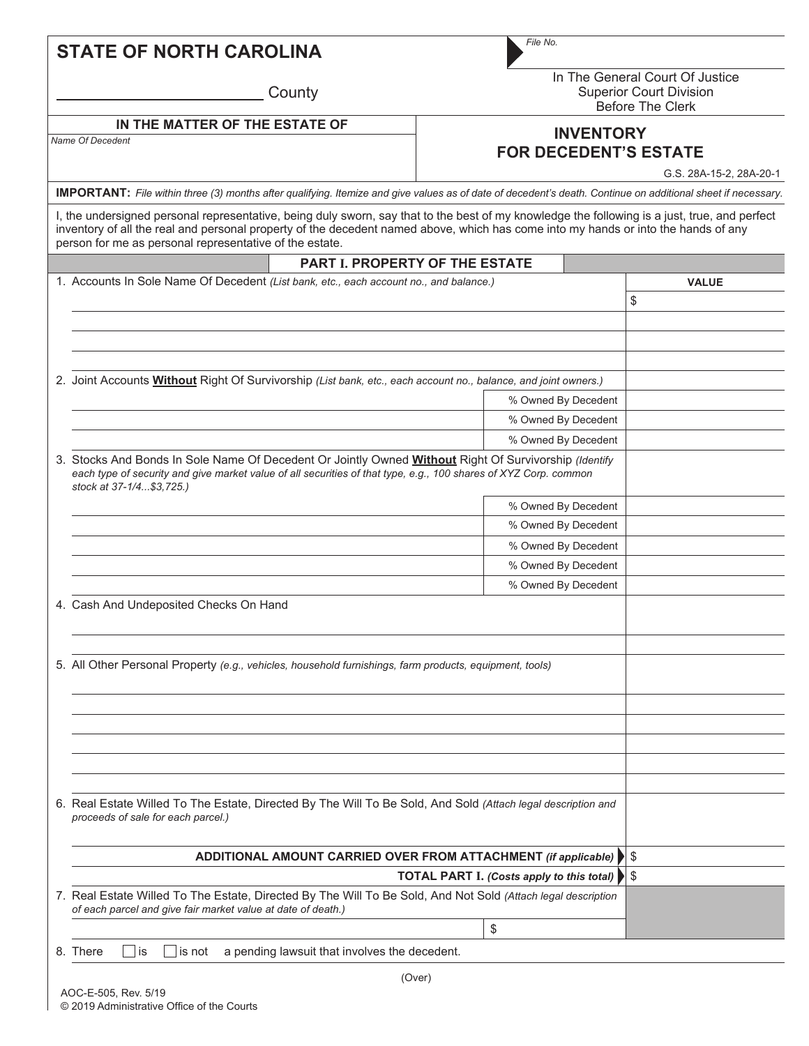# STATE OF NORTH CAROLINA

_______________ County

*File No.*

In The General Court Of Justice
Superior Court Division
Before The Clerk

**IN THE MATTER OF THE ESTATE OF**

*Name Of Decedent*

## INVENTORY FOR DECEDENT'S ESTATE

G.S. 28A-15-2, 28A-20-1

**IMPORTANT:** *File within three (3) months after qualifying. Itemize and give values as of date of decedent's death. Continue on additional sheet if necessary.*

I, the undersigned personal representative, being duly sworn, say that to the best of my knowledge the following is a just, true, and perfect inventory of all the real and personal property of the decedent named above, which has come into my hands or into the hands of any person for me as personal representative of the estate.

## PART I. PROPERTY OF THE ESTATE

| | | VALUE |
|---|---|---|
| 1. Accounts In Sole Name Of Decedent *(List bank, etc., each account no., and balance.)* | | $ |
| | | |
| | | |
| | | |
| 2. Joint Accounts **Without** Right Of Survivorship *(List bank, etc., each account no., balance, and joint owners.)* | | |
| | % Owned By Decedent | |
| | % Owned By Decedent | |
| | % Owned By Decedent | |
| 3. Stocks And Bonds In Sole Name Of Decedent Or Jointly Owned **Without** Right Of Survivorship *(Identify each type of security and give market value of all securities of that type, e.g., 100 shares of XYZ Corp. common stock at 37-1/4...$3,725.)* | | |
| | % Owned By Decedent | |
| | % Owned By Decedent | |
| | % Owned By Decedent | |
| | % Owned By Decedent | |
| | % Owned By Decedent | |
| 4. Cash And Undeposited Checks On Hand | | |
| | | |
| 5. All Other Personal Property *(e.g., vehicles, household furnishings, farm products, equipment, tools)* | | |
| | | |
| | | |
| | | |
| | | |
| | | |
| 6. Real Estate Willed To The Estate, Directed By The Will To Be Sold, And Sold *(Attach legal description and proceeds of sale for each parcel.)* | | |
| **ADDITIONAL AMOUNT CARRIED OVER FROM ATTACHMENT** ***(if applicable)*** | | $ |
| **TOTAL PART I.** ***(Costs apply to this total)*** | | $ |
| 7. Real Estate Willed To The Estate, Directed By The Will To Be Sold, And Not Sold *(Attach legal description of each parcel and give fair market value at date of death.)* | | |
| | $ | |

8. There ☐ is ☐ is not a pending lawsuit that involves the decedent.

(Over)

AOC-E-505, Rev. 5/19
© 2019 Administrative Office of the Courts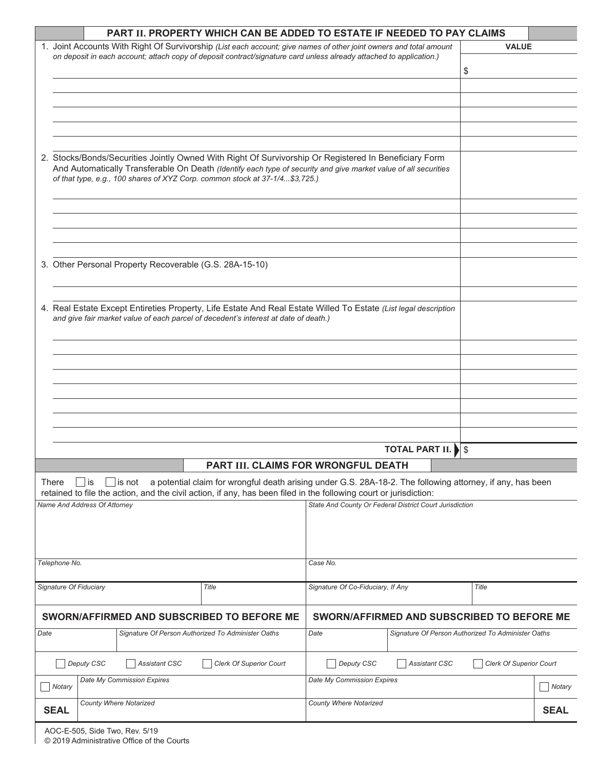## PART II. PROPERTY WHICH CAN BE ADDED TO ESTATE IF NEEDED TO PAY CLAIMS

| | VALUE |
|---|---|
| 1. Joint Accounts With Right Of Survivorship *(List each account; give names of other joint owners and total amount on deposit in each account; attach copy of deposit contract/signature card unless already attached to application.)* | $ |
| | |
| | |
| | |
| | |
| | |
| 2. Stocks/Bonds/Securities Jointly Owned With Right Of Survivorship Or Registered In Beneficiary Form And Automatically Transferable On Death *(Identify each type of security and give market value of all securities of that type, e.g., 100 shares of XYZ Corp. common stock at 37-1/4...$3,725.)* | |
| | |
| | |
| | |
| | |
| 3. Other Personal Property Recoverable (G.S. 28A-15-10) | |
| | |
| 4. Real Estate Except Entireties Property, Life Estate And Real Estate Willed To Estate *(List legal description and give fair market value of each parcel of decedent's interest at date of death.)* | |
| | |
| | |
| | |
| | |
| | |
| | |
| | |
| **TOTAL PART II.** | $ |

## PART III. CLAIMS FOR WRONGFUL DEATH

There ☐ is ☐ is not a potential claim for wrongful death arising under G.S. 28A-18-2. The following attorney, if any, has been retained to file the action, and the civil action, if any, has been filed in the following court or jurisdiction:

| | | | |
|---|---|---|---|
| *Name And Address Of Attorney* | | *State And County Or Federal District Court Jurisdiction* | |
| *Telephone No.* | | *Case No.* | |
| *Signature Of Fiduciary* | *Title* | *Signature Of Co-Fiduciary, If Any* | *Title* |

| | |
|---|---|
| **SWORN/AFFIRMED AND SUBSCRIBED TO BEFORE ME** | **SWORN/AFFIRMED AND SUBSCRIBED TO BEFORE ME** |
| *Date* / *Signature Of Person Authorized To Administer Oaths* | *Date* / *Signature Of Person Authorized To Administer Oaths* |
| ☐ *Deputy CSC* ☐ *Assistant CSC* ☐ *Clerk Of Superior Court* | ☐ *Deputy CSC* ☐ *Assistant CSC* ☐ *Clerk Of Superior Court* |
| ☐ *Notary* — *Date My Commission Expires* | *Date My Commission Expires* — ☐ *Notary* |
| **SEAL** — *County Where Notarized* | *County Where Notarized* — **SEAL** |

AOC-E-505, Side Two, Rev. 5/19
© 2019 Administrative Office of the Courts